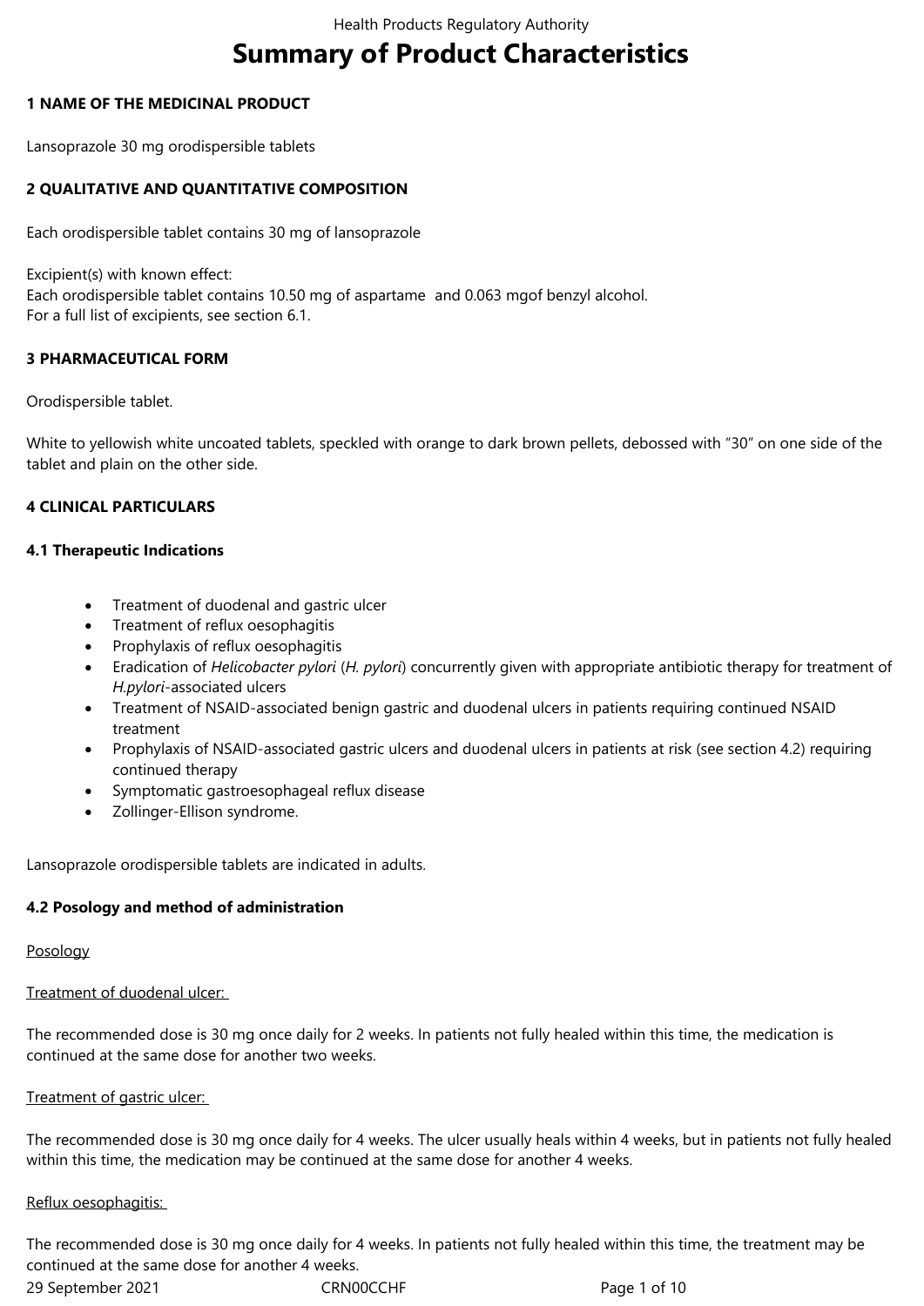# Summary of Product Characteristics

## 1 NAME OF THE MEDICINAL PRODUCT

Lansoprazole 30 mg orodispersible tablets

## 2 QUALITATIVE AND QUANTITATIVE COMPOSITION

Each orodispersible tablet contains 30 mg of lansoprazole

Excipient(s) with known effect:
Each orodispersible tablet contains 10.50 mg of aspartame and 0.063 mgof benzyl alcohol.
For a full list of excipients, see section 6.1.

## 3 PHARMACEUTICAL FORM

Orodispersible tablet.

White to yellowish white uncoated tablets, speckled with orange to dark brown pellets, debossed with "30" on one side of the tablet and plain on the other side.

## 4 CLINICAL PARTICULARS

### 4.1 Therapeutic Indications

- Treatment of duodenal and gastric ulcer
- Treatment of reflux oesophagitis
- Prophylaxis of reflux oesophagitis
- Eradication of *Helicobacter pylori* (*H. pylori*) concurrently given with appropriate antibiotic therapy for treatment of *H.pylori*-associated ulcers
- Treatment of NSAID-associated benign gastric and duodenal ulcers in patients requiring continued NSAID treatment
- Prophylaxis of NSAID-associated gastric ulcers and duodenal ulcers in patients at risk (see section 4.2) requiring continued therapy
- Symptomatic gastroesophageal reflux disease
- Zollinger-Ellison syndrome.

Lansoprazole orodispersible tablets are indicated in adults.

### 4.2 Posology and method of administration

Posology

Treatment of duodenal ulcer:

The recommended dose is 30 mg once daily for 2 weeks. In patients not fully healed within this time, the medication is continued at the same dose for another two weeks.

Treatment of gastric ulcer:

The recommended dose is 30 mg once daily for 4 weeks. The ulcer usually heals within 4 weeks, but in patients not fully healed within this time, the medication may be continued at the same dose for another 4 weeks.

Reflux oesophagitis:

The recommended dose is 30 mg once daily for 4 weeks. In patients not fully healed within this time, the treatment may be continued at the same dose for another 4 weeks.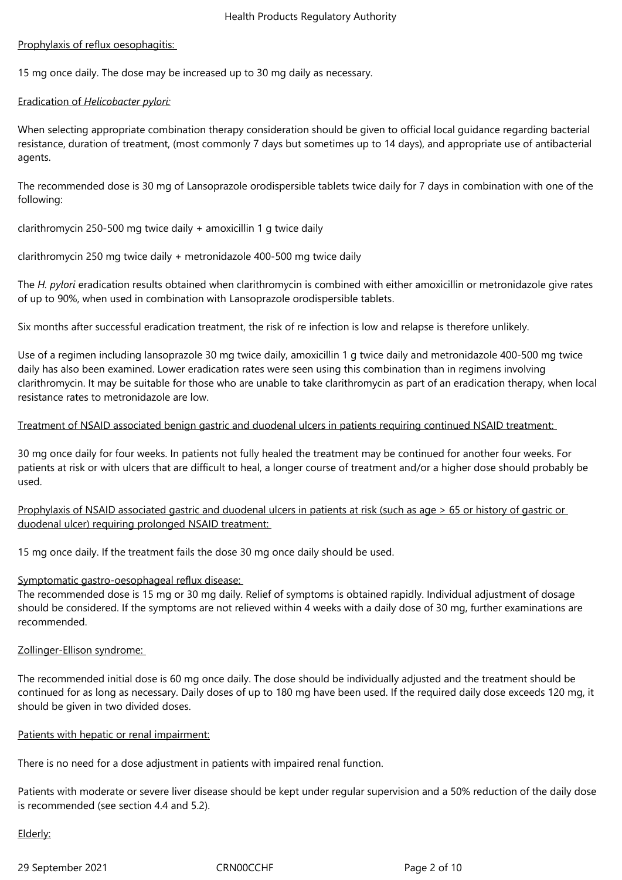Prophylaxis of reflux oesophagitis:

15 mg once daily. The dose may be increased up to 30 mg daily as necessary.

Eradication of *Helicobacter pylori:*

When selecting appropriate combination therapy consideration should be given to official local guidance regarding bacterial resistance, duration of treatment, (most commonly 7 days but sometimes up to 14 days), and appropriate use of antibacterial agents.

The recommended dose is 30 mg of Lansoprazole orodispersible tablets twice daily for 7 days in combination with one of the following:

clarithromycin 250-500 mg twice daily + amoxicillin 1 g twice daily

clarithromycin 250 mg twice daily + metronidazole 400-500 mg twice daily

The *H. pylori* eradication results obtained when clarithromycin is combined with either amoxicillin or metronidazole give rates of up to 90%, when used in combination with Lansoprazole orodispersible tablets.

Six months after successful eradication treatment, the risk of re infection is low and relapse is therefore unlikely.

Use of a regimen including lansoprazole 30 mg twice daily, amoxicillin 1 g twice daily and metronidazole 400-500 mg twice daily has also been examined. Lower eradication rates were seen using this combination than in regimens involving clarithromycin. It may be suitable for those who are unable to take clarithromycin as part of an eradication therapy, when local resistance rates to metronidazole are low.

Treatment of NSAID associated benign gastric and duodenal ulcers in patients requiring continued NSAID treatment:

30 mg once daily for four weeks. In patients not fully healed the treatment may be continued for another four weeks. For patients at risk or with ulcers that are difficult to heal, a longer course of treatment and/or a higher dose should probably be used.

Prophylaxis of NSAID associated gastric and duodenal ulcers in patients at risk (such as age > 65 or history of gastric or duodenal ulcer) requiring prolonged NSAID treatment:

15 mg once daily. If the treatment fails the dose 30 mg once daily should be used.

Symptomatic gastro-oesophageal reflux disease:
The recommended dose is 15 mg or 30 mg daily. Relief of symptoms is obtained rapidly. Individual adjustment of dosage should be considered. If the symptoms are not relieved within 4 weeks with a daily dose of 30 mg, further examinations are recommended.

Zollinger-Ellison syndrome:

The recommended initial dose is 60 mg once daily. The dose should be individually adjusted and the treatment should be continued for as long as necessary. Daily doses of up to 180 mg have been used. If the required daily dose exceeds 120 mg, it should be given in two divided doses.

Patients with hepatic or renal impairment:

There is no need for a dose adjustment in patients with impaired renal function.

Patients with moderate or severe liver disease should be kept under regular supervision and a 50% reduction of the daily dose is recommended (see section 4.4 and 5.2).

Elderly: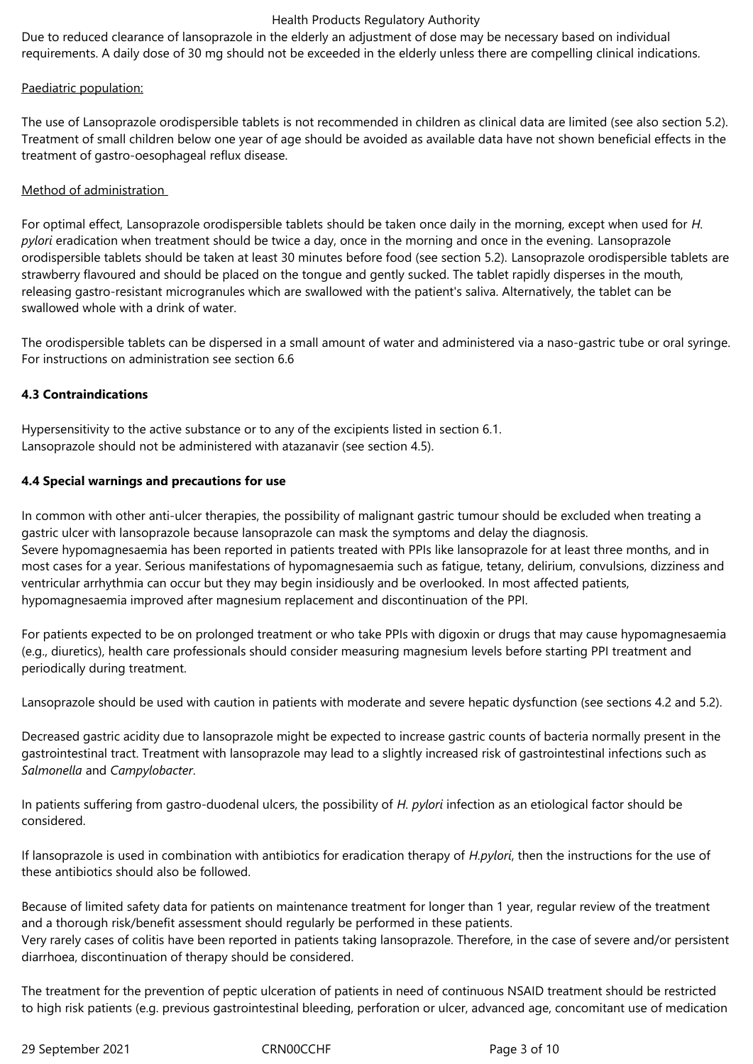Due to reduced clearance of lansoprazole in the elderly an adjustment of dose may be necessary based on individual requirements. A daily dose of 30 mg should not be exceeded in the elderly unless there are compelling clinical indications.

Paediatric population:

The use of Lansoprazole orodispersible tablets is not recommended in children as clinical data are limited (see also section 5.2). Treatment of small children below one year of age should be avoided as available data have not shown beneficial effects in the treatment of gastro-oesophageal reflux disease.

Method of administration

For optimal effect, Lansoprazole orodispersible tablets should be taken once daily in the morning, except when used for *H. pylori* eradication when treatment should be twice a day, once in the morning and once in the evening. Lansoprazole orodispersible tablets should be taken at least 30 minutes before food (see section 5.2). Lansoprazole orodispersible tablets are strawberry flavoured and should be placed on the tongue and gently sucked. The tablet rapidly disperses in the mouth, releasing gastro-resistant microgranules which are swallowed with the patient's saliva. Alternatively, the tablet can be swallowed whole with a drink of water.

The orodispersible tablets can be dispersed in a small amount of water and administered via a naso-gastric tube or oral syringe. For instructions on administration see section 6.6

**4.3 Contraindications**

Hypersensitivity to the active substance or to any of the excipients listed in section 6.1.
Lansoprazole should not be administered with atazanavir (see section 4.5).

**4.4 Special warnings and precautions for use**

In common with other anti-ulcer therapies, the possibility of malignant gastric tumour should be excluded when treating a gastric ulcer with lansoprazole because lansoprazole can mask the symptoms and delay the diagnosis.
Severe hypomagnesaemia has been reported in patients treated with PPIs like lansoprazole for at least three months, and in most cases for a year. Serious manifestations of hypomagnesaemia such as fatigue, tetany, delirium, convulsions, dizziness and ventricular arrhythmia can occur but they may begin insidiously and be overlooked. In most affected patients, hypomagnesaemia improved after magnesium replacement and discontinuation of the PPI.

For patients expected to be on prolonged treatment or who take PPIs with digoxin or drugs that may cause hypomagnesaemia (e.g., diuretics), health care professionals should consider measuring magnesium levels before starting PPI treatment and periodically during treatment.

Lansoprazole should be used with caution in patients with moderate and severe hepatic dysfunction (see sections 4.2 and 5.2).

Decreased gastric acidity due to lansoprazole might be expected to increase gastric counts of bacteria normally present in the gastrointestinal tract. Treatment with lansoprazole may lead to a slightly increased risk of gastrointestinal infections such as *Salmonella* and *Campylobacter*.

In patients suffering from gastro-duodenal ulcers, the possibility of *H. pylori* infection as an etiological factor should be considered.

If lansoprazole is used in combination with antibiotics for eradication therapy of *H.pylori*, then the instructions for the use of these antibiotics should also be followed.

Because of limited safety data for patients on maintenance treatment for longer than 1 year, regular review of the treatment and a thorough risk/benefit assessment should regularly be performed in these patients.
Very rarely cases of colitis have been reported in patients taking lansoprazole. Therefore, in the case of severe and/or persistent diarrhoea, discontinuation of therapy should be considered.

The treatment for the prevention of peptic ulceration of patients in need of continuous NSAID treatment should be restricted to high risk patients (e.g. previous gastrointestinal bleeding, perforation or ulcer, advanced age, concomitant use of medication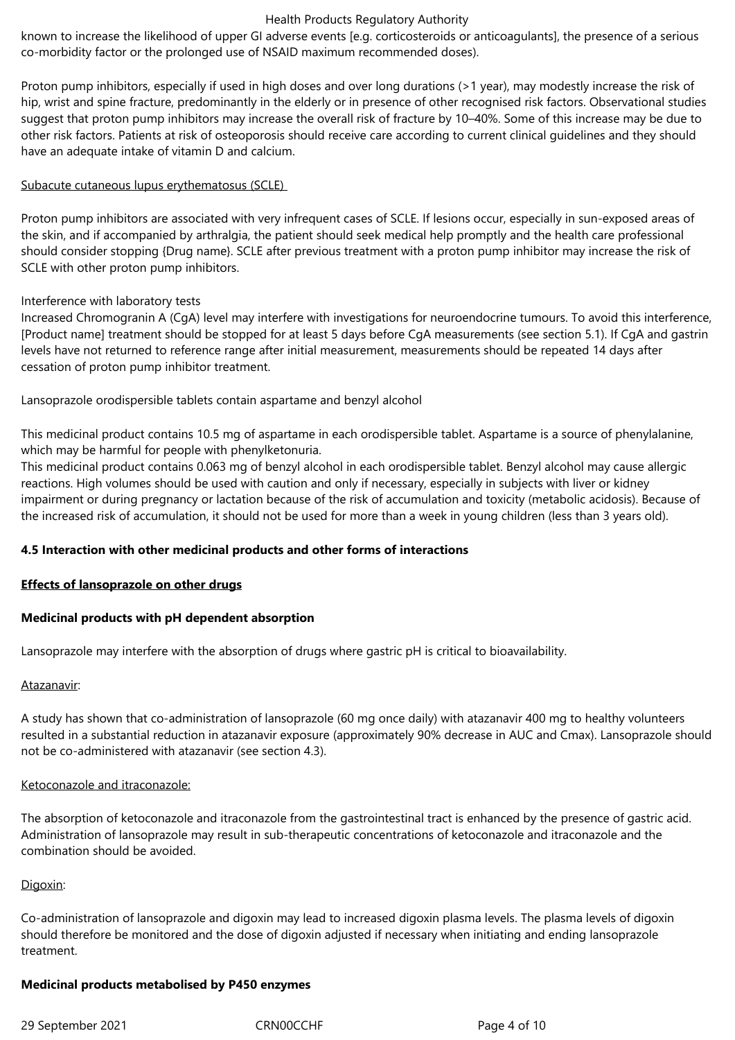known to increase the likelihood of upper GI adverse events [e.g. corticosteroids or anticoagulants], the presence of a serious co-morbidity factor or the prolonged use of NSAID maximum recommended doses).

Proton pump inhibitors, especially if used in high doses and over long durations (>1 year), may modestly increase the risk of hip, wrist and spine fracture, predominantly in the elderly or in presence of other recognised risk factors. Observational studies suggest that proton pump inhibitors may increase the overall risk of fracture by 10–40%. Some of this increase may be due to other risk factors. Patients at risk of osteoporosis should receive care according to current clinical guidelines and they should have an adequate intake of vitamin D and calcium.

Subacute cutaneous lupus erythematosus (SCLE)

Proton pump inhibitors are associated with very infrequent cases of SCLE. If lesions occur, especially in sun-exposed areas of the skin, and if accompanied by arthralgia, the patient should seek medical help promptly and the health care professional should consider stopping {Drug name}. SCLE after previous treatment with a proton pump inhibitor may increase the risk of SCLE with other proton pump inhibitors.

Interference with laboratory tests
Increased Chromogranin A (CgA) level may interfere with investigations for neuroendocrine tumours. To avoid this interference, [Product name] treatment should be stopped for at least 5 days before CgA measurements (see section 5.1). If CgA and gastrin levels have not returned to reference range after initial measurement, measurements should be repeated 14 days after cessation of proton pump inhibitor treatment.

Lansoprazole orodispersible tablets contain aspartame and benzyl alcohol

This medicinal product contains 10.5 mg of aspartame in each orodispersible tablet. Aspartame is a source of phenylalanine, which may be harmful for people with phenylketonuria.
This medicinal product contains 0.063 mg of benzyl alcohol in each orodispersible tablet. Benzyl alcohol may cause allergic reactions. High volumes should be used with caution and only if necessary, especially in subjects with liver or kidney impairment or during pregnancy or lactation because of the risk of accumulation and toxicity (metabolic acidosis). Because of the increased risk of accumulation, it should not be used for more than a week in young children (less than 3 years old).

**4.5 Interaction with other medicinal products and other forms of interactions**

**Effects of lansoprazole on other drugs**

**Medicinal products with pH dependent absorption**

Lansoprazole may interfere with the absorption of drugs where gastric pH is critical to bioavailability.

Atazanavir:

A study has shown that co-administration of lansoprazole (60 mg once daily) with atazanavir 400 mg to healthy volunteers resulted in a substantial reduction in atazanavir exposure (approximately 90% decrease in AUC and Cmax). Lansoprazole should not be co-administered with atazanavir (see section 4.3).

Ketoconazole and itraconazole:

The absorption of ketoconazole and itraconazole from the gastrointestinal tract is enhanced by the presence of gastric acid. Administration of lansoprazole may result in sub-therapeutic concentrations of ketoconazole and itraconazole and the combination should be avoided.

Digoxin:

Co-administration of lansoprazole and digoxin may lead to increased digoxin plasma levels. The plasma levels of digoxin should therefore be monitored and the dose of digoxin adjusted if necessary when initiating and ending lansoprazole treatment.

**Medicinal products metabolised by P450 enzymes**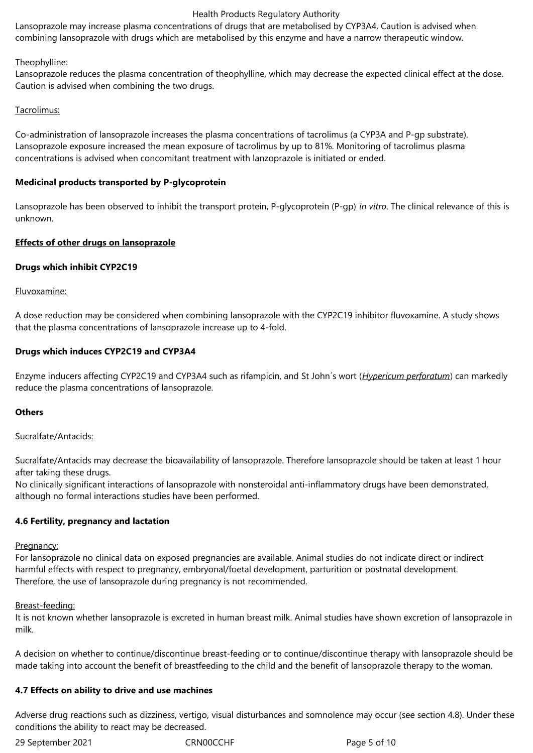Lansoprazole may increase plasma concentrations of drugs that are metabolised by CYP3A4. Caution is advised when combining lansoprazole with drugs which are metabolised by this enzyme and have a narrow therapeutic window.

Theophylline:

Lansoprazole reduces the plasma concentration of theophylline, which may decrease the expected clinical effect at the dose. Caution is advised when combining the two drugs.

Tacrolimus:

Co-administration of lansoprazole increases the plasma concentrations of tacrolimus (a CYP3A and P-gp substrate). Lansoprazole exposure increased the mean exposure of tacrolimus by up to 81%. Monitoring of tacrolimus plasma concentrations is advised when concomitant treatment with lanzoprazole is initiated or ended.

**Medicinal products transported by P-glycoprotein**

Lansoprazole has been observed to inhibit the transport protein, P-glycoprotein (P-gp) *in vitro*. The clinical relevance of this is unknown.

**Effects of other drugs on lansoprazole**

**Drugs which inhibit CYP2C19**

Fluvoxamine:

A dose reduction may be considered when combining lansoprazole with the CYP2C19 inhibitor fluvoxamine. A study shows that the plasma concentrations of lansoprazole increase up to 4-fold.

**Drugs which induces CYP2C19 and CYP3A4**

Enzyme inducers affecting CYP2C19 and CYP3A4 such as rifampicin, and St John´s wort (*Hypericum perforatum*) can markedly reduce the plasma concentrations of lansoprazole.

**Others**

Sucralfate/Antacids:

Sucralfate/Antacids may decrease the bioavailability of lansoprazole. Therefore lansoprazole should be taken at least 1 hour after taking these drugs.
No clinically significant interactions of lansoprazole with nonsteroidal anti-inflammatory drugs have been demonstrated, although no formal interactions studies have been performed.

**4.6 Fertility, pregnancy and lactation**

Pregnancy:
For lansoprazole no clinical data on exposed pregnancies are available. Animal studies do not indicate direct or indirect harmful effects with respect to pregnancy, embryonal/foetal development, parturition or postnatal development. Therefore, the use of lansoprazole during pregnancy is not recommended.

Breast-feeding:
It is not known whether lansoprazole is excreted in human breast milk. Animal studies have shown excretion of lansoprazole in milk.

A decision on whether to continue/discontinue breast-feeding or to continue/discontinue therapy with lansoprazole should be made taking into account the benefit of breastfeeding to the child and the benefit of lansoprazole therapy to the woman.

**4.7 Effects on ability to drive and use machines**

Adverse drug reactions such as dizziness, vertigo, visual disturbances and somnolence may occur (see section 4.8). Under these conditions the ability to react may be decreased.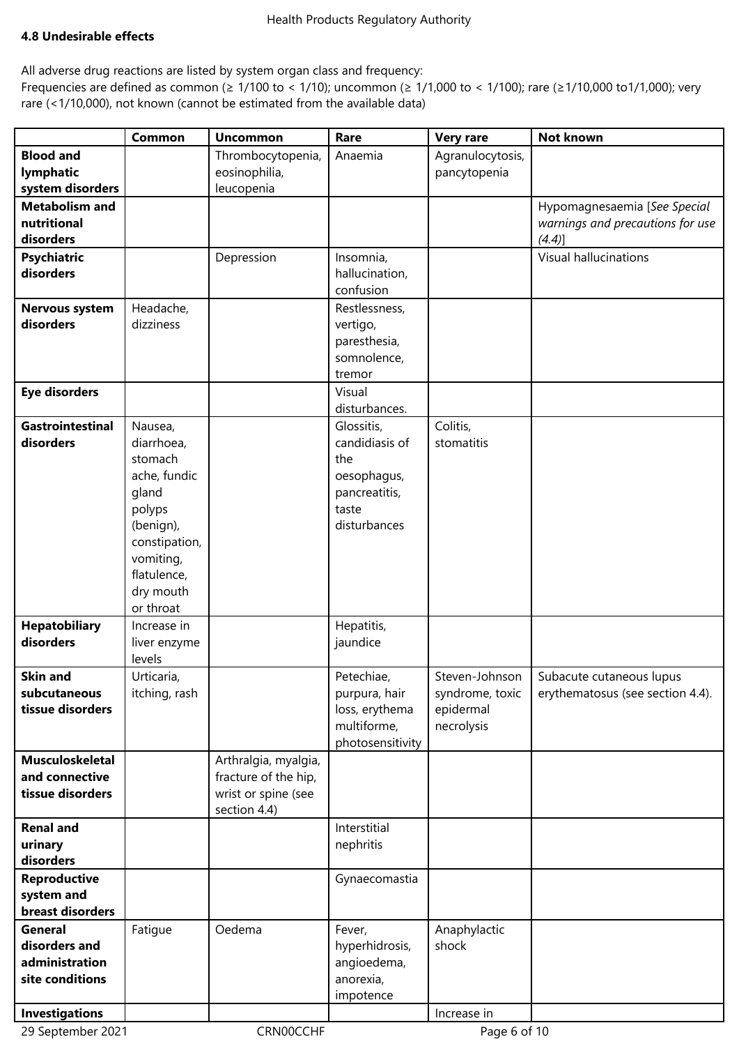**4.8 Undesirable effects**

All adverse drug reactions are listed by system organ class and frequency:
Frequencies are defined as common (≥ 1/100 to < 1/10); uncommon (≥ 1/1,000 to < 1/100); rare (≥1/10,000 to1/1,000); very rare (<1/10,000), not known (cannot be estimated from the available data)

| | Common | Uncommon | Rare | Very rare | Not known |
|---|---|---|---|---|---|
| **Blood and lymphatic system disorders** | | Thrombocytopenia, eosinophilia, leucopenia | Anaemia | Agranulocytosis, pancytopenia | |
| **Metabolism and nutritional disorders** | | | | | Hypomagnesaemia [*See Special warnings and precautions for use (4.4)*] |
| **Psychiatric disorders** | | Depression | Insomnia, hallucination, confusion | | Visual hallucinations |
| **Nervous system disorders** | Headache, dizziness | | Restlessness, vertigo, paresthesia, somnolence, tremor | | |
| **Eye disorders** | | | Visual disturbances. | | |
| **Gastrointestinal disorders** | Nausea, diarrhoea, stomach ache, fundic gland polyps (benign), constipation, vomiting, flatulence, dry mouth or throat | | Glossitis, candidiasis of the oesophagus, pancreatitis, taste disturbances | Colitis, stomatitis | |
| **Hepatobiliary disorders** | Increase in liver enzyme levels | | Hepatitis, jaundice | | |
| **Skin and subcutaneous tissue disorders** | Urticaria, itching, rash | | Petechiae, purpura, hair loss, erythema multiforme, photosensitivity | Steven-Johnson syndrome, toxic epidermal necrolysis | Subacute cutaneous lupus erythematosus (see section 4.4). |
| **Musculoskeletal and connective tissue disorders** | | Arthralgia, myalgia, fracture of the hip, wrist or spine (see section 4.4) | | | |
| **Renal and urinary disorders** | | | Interstitial nephritis | | |
| **Reproductive system and breast disorders** | | | Gynaecomastia | | |
| **General disorders and administration site conditions** | Fatigue | Oedema | Fever, hyperhidrosis, angioedema, anorexia, impotence | Anaphylactic shock | |
| **Investigations** | | | | Increase in | |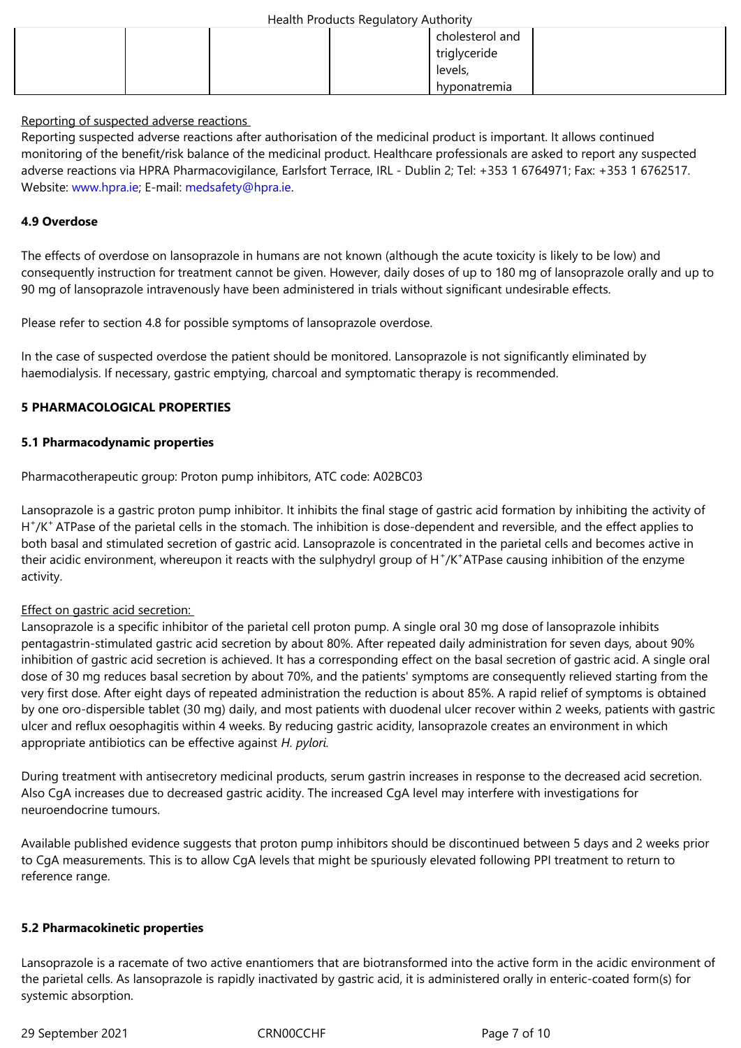| | | | | cholesterol and triglyceride levels, hyponatremia | |
|---|---|---|---|---|---|

Reporting of suspected adverse reactions

Reporting suspected adverse reactions after authorisation of the medicinal product is important. It allows continued monitoring of the benefit/risk balance of the medicinal product. Healthcare professionals are asked to report any suspected adverse reactions via HPRA Pharmacovigilance, Earlsfort Terrace, IRL - Dublin 2; Tel: +353 1 6764971; Fax: +353 1 6762517. Website: www.hpra.ie; E-mail: medsafety@hpra.ie.

**4.9 Overdose**

The effects of overdose on lansoprazole in humans are not known (although the acute toxicity is likely to be low) and consequently instruction for treatment cannot be given. However, daily doses of up to 180 mg of lansoprazole orally and up to 90 mg of lansoprazole intravenously have been administered in trials without significant undesirable effects.

Please refer to section 4.8 for possible symptoms of lansoprazole overdose.

In the case of suspected overdose the patient should be monitored. Lansoprazole is not significantly eliminated by haemodialysis. If necessary, gastric emptying, charcoal and symptomatic therapy is recommended.

**5 PHARMACOLOGICAL PROPERTIES**

**5.1 Pharmacodynamic properties**

Pharmacotherapeutic group: Proton pump inhibitors, ATC code: A02BC03

Lansoprazole is a gastric proton pump inhibitor. It inhibits the final stage of gastric acid formation by inhibiting the activity of $H^+/K^+$ ATPase of the parietal cells in the stomach. The inhibition is dose-dependent and reversible, and the effect applies to both basal and stimulated secretion of gastric acid. Lansoprazole is concentrated in the parietal cells and becomes active in their acidic environment, whereupon it reacts with the sulphydryl group of $H^+/K^+$ATPase causing inhibition of the enzyme activity.

Effect on gastric acid secretion:

Lansoprazole is a specific inhibitor of the parietal cell proton pump. A single oral 30 mg dose of lansoprazole inhibits pentagastrin-stimulated gastric acid secretion by about 80%. After repeated daily administration for seven days, about 90% inhibition of gastric acid secretion is achieved. It has a corresponding effect on the basal secretion of gastric acid. A single oral dose of 30 mg reduces basal secretion by about 70%, and the patients' symptoms are consequently relieved starting from the very first dose. After eight days of repeated administration the reduction is about 85%. A rapid relief of symptoms is obtained by one oro-dispersible tablet (30 mg) daily, and most patients with duodenal ulcer recover within 2 weeks, patients with gastric ulcer and reflux oesophagitis within 4 weeks. By reducing gastric acidity, lansoprazole creates an environment in which appropriate antibiotics can be effective against *H. pylori.*

During treatment with antisecretory medicinal products, serum gastrin increases in response to the decreased acid secretion. Also CgA increases due to decreased gastric acidity. The increased CgA level may interfere with investigations for neuroendocrine tumours.

Available published evidence suggests that proton pump inhibitors should be discontinued between 5 days and 2 weeks prior to CgA measurements. This is to allow CgA levels that might be spuriously elevated following PPI treatment to return to reference range.

**5.2 Pharmacokinetic properties**

Lansoprazole is a racemate of two active enantiomers that are biotransformed into the active form in the acidic environment of the parietal cells. As lansoprazole is rapidly inactivated by gastric acid, it is administered orally in enteric-coated form(s) for systemic absorption.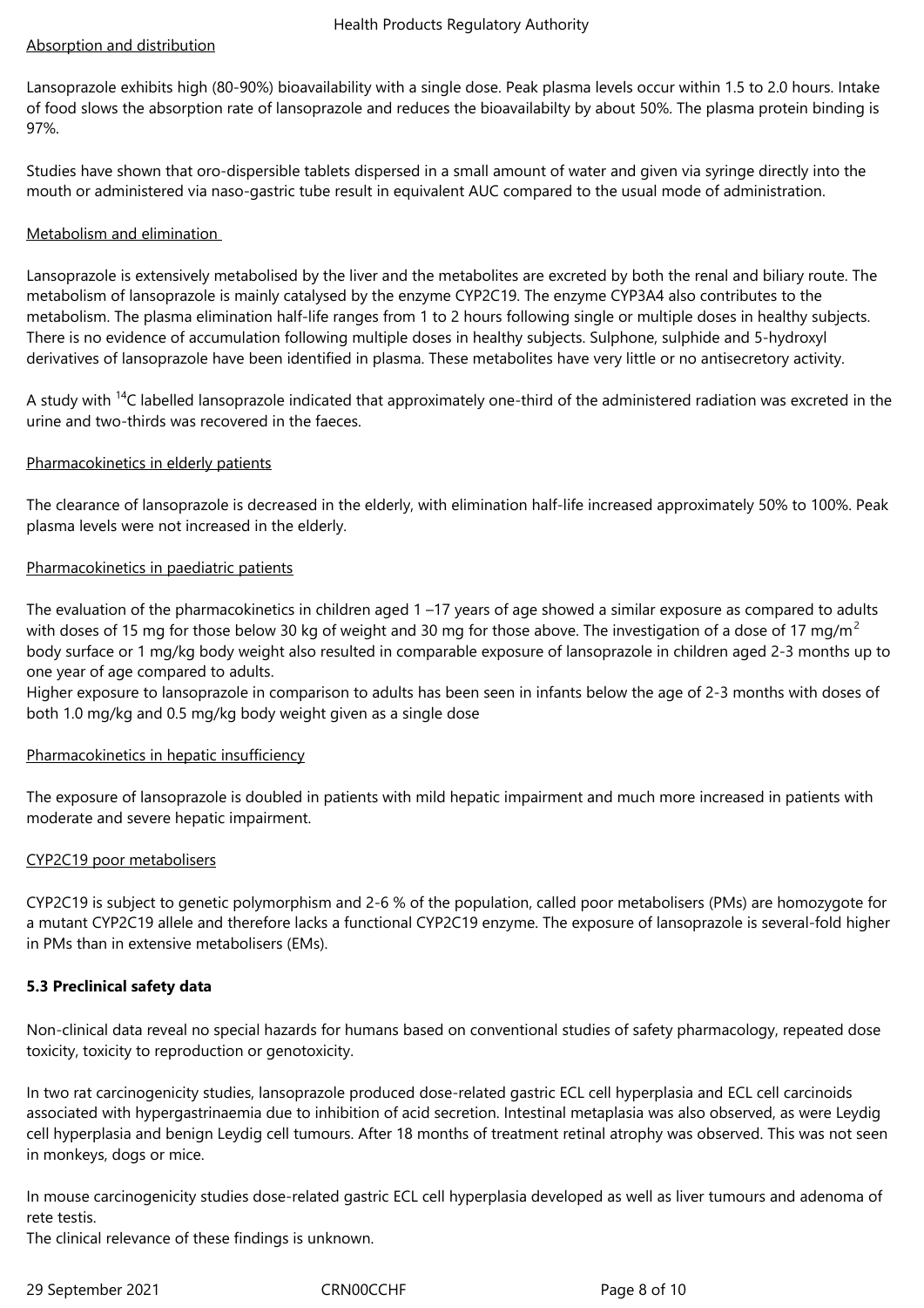Absorption and distribution

Lansoprazole exhibits high (80-90%) bioavailability with a single dose. Peak plasma levels occur within 1.5 to 2.0 hours. Intake of food slows the absorption rate of lansoprazole and reduces the bioavailabilty by about 50%. The plasma protein binding is 97%.

Studies have shown that oro-dispersible tablets dispersed in a small amount of water and given via syringe directly into the mouth or administered via naso-gastric tube result in equivalent AUC compared to the usual mode of administration.

Metabolism and elimination

Lansoprazole is extensively metabolised by the liver and the metabolites are excreted by both the renal and biliary route. The metabolism of lansoprazole is mainly catalysed by the enzyme CYP2C19. The enzyme CYP3A4 also contributes to the metabolism. The plasma elimination half-life ranges from 1 to 2 hours following single or multiple doses in healthy subjects. There is no evidence of accumulation following multiple doses in healthy subjects. Sulphone, sulphide and 5-hydroxyl derivatives of lansoprazole have been identified in plasma. These metabolites have very little or no antisecretory activity.

A study with $^{14}C$ labelled lansoprazole indicated that approximately one-third of the administered radiation was excreted in the urine and two-thirds was recovered in the faeces.

Pharmacokinetics in elderly patients

The clearance of lansoprazole is decreased in the elderly, with elimination half-life increased approximately 50% to 100%. Peak plasma levels were not increased in the elderly.

Pharmacokinetics in paediatric patients

The evaluation of the pharmacokinetics in children aged 1 –17 years of age showed a similar exposure as compared to adults with doses of 15 mg for those below 30 kg of weight and 30 mg for those above. The investigation of a dose of 17 mg/$m^2$ body surface or 1 mg/kg body weight also resulted in comparable exposure of lansoprazole in children aged 2-3 months up to one year of age compared to adults.
Higher exposure to lansoprazole in comparison to adults has been seen in infants below the age of 2-3 months with doses of both 1.0 mg/kg and 0.5 mg/kg body weight given as a single dose

Pharmacokinetics in hepatic insufficiency

The exposure of lansoprazole is doubled in patients with mild hepatic impairment and much more increased in patients with moderate and severe hepatic impairment.

CYP2C19 poor metabolisers

CYP2C19 is subject to genetic polymorphism and 2-6 % of the population, called poor metabolisers (PMs) are homozygote for a mutant CYP2C19 allele and therefore lacks a functional CYP2C19 enzyme. The exposure of lansoprazole is several-fold higher in PMs than in extensive metabolisers (EMs).

**5.3 Preclinical safety data**

Non-clinical data reveal no special hazards for humans based on conventional studies of safety pharmacology, repeated dose toxicity, toxicity to reproduction or genotoxicity.

In two rat carcinogenicity studies, lansoprazole produced dose-related gastric ECL cell hyperplasia and ECL cell carcinoids associated with hypergastrinaemia due to inhibition of acid secretion. Intestinal metaplasia was also observed, as were Leydig cell hyperplasia and benign Leydig cell tumours. After 18 months of treatment retinal atrophy was observed. This was not seen in monkeys, dogs or mice.

In mouse carcinogenicity studies dose-related gastric ECL cell hyperplasia developed as well as liver tumours and adenoma of rete testis.
The clinical relevance of these findings is unknown.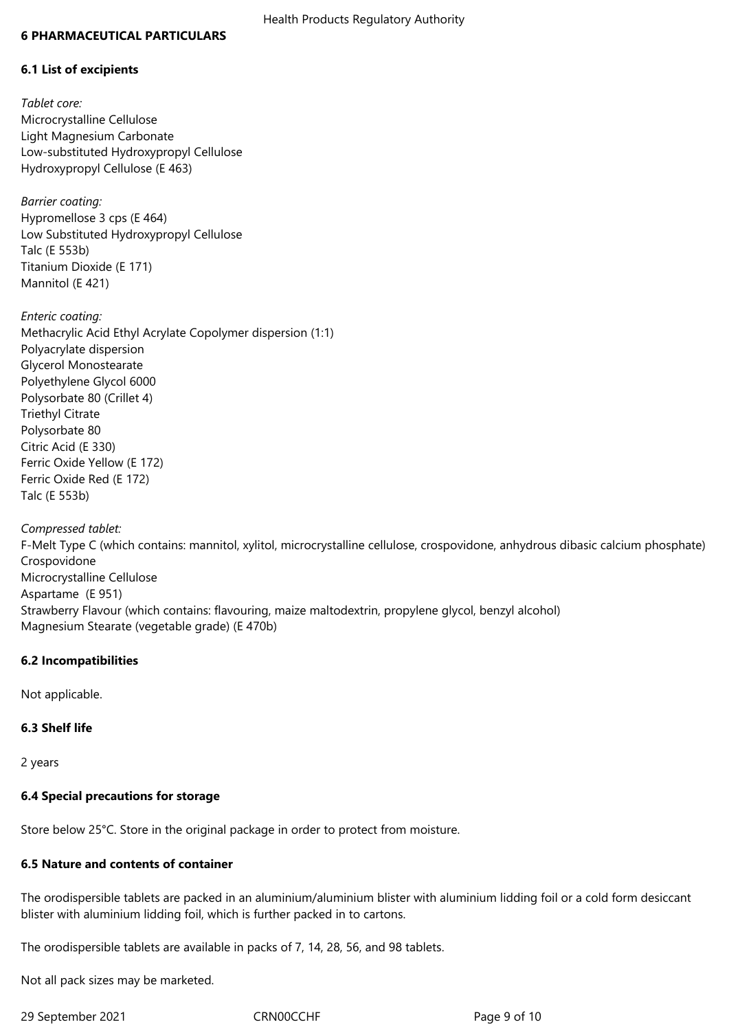## 6 PHARMACEUTICAL PARTICULARS

### 6.1 List of excipients

*Tablet core:*
Microcrystalline Cellulose
Light Magnesium Carbonate
Low-substituted Hydroxypropyl Cellulose
Hydroxypropyl Cellulose (E 463)

*Barrier coating:*
Hypromellose 3 cps (E 464)
Low Substituted Hydroxypropyl Cellulose
Talc (E 553b)
Titanium Dioxide (E 171)
Mannitol (E 421)

*Enteric coating:*
Methacrylic Acid Ethyl Acrylate Copolymer dispersion (1:1)
Polyacrylate dispersion
Glycerol Monostearate
Polyethylene Glycol 6000
Polysorbate 80 (Crillet 4)
Triethyl Citrate
Polysorbate 80
Citric Acid (E 330)
Ferric Oxide Yellow (E 172)
Ferric Oxide Red (E 172)
Talc (E 553b)

*Compressed tablet:*
F-Melt Type C (which contains: mannitol, xylitol, microcrystalline cellulose, crospovidone, anhydrous dibasic calcium phosphate)
Crospovidone
Microcrystalline Cellulose
Aspartame (E 951)
Strawberry Flavour (which contains: flavouring, maize maltodextrin, propylene glycol, benzyl alcohol)
Magnesium Stearate (vegetable grade) (E 470b)

### 6.2 Incompatibilities

Not applicable.

### 6.3 Shelf life

2 years

### 6.4 Special precautions for storage

Store below 25°C. Store in the original package in order to protect from moisture.

### 6.5 Nature and contents of container

The orodispersible tablets are packed in an aluminium/aluminium blister with aluminium lidding foil or a cold form desiccant blister with aluminium lidding foil, which is further packed in to cartons.

The orodispersible tablets are available in packs of 7, 14, 28, 56, and 98 tablets.

Not all pack sizes may be marketed.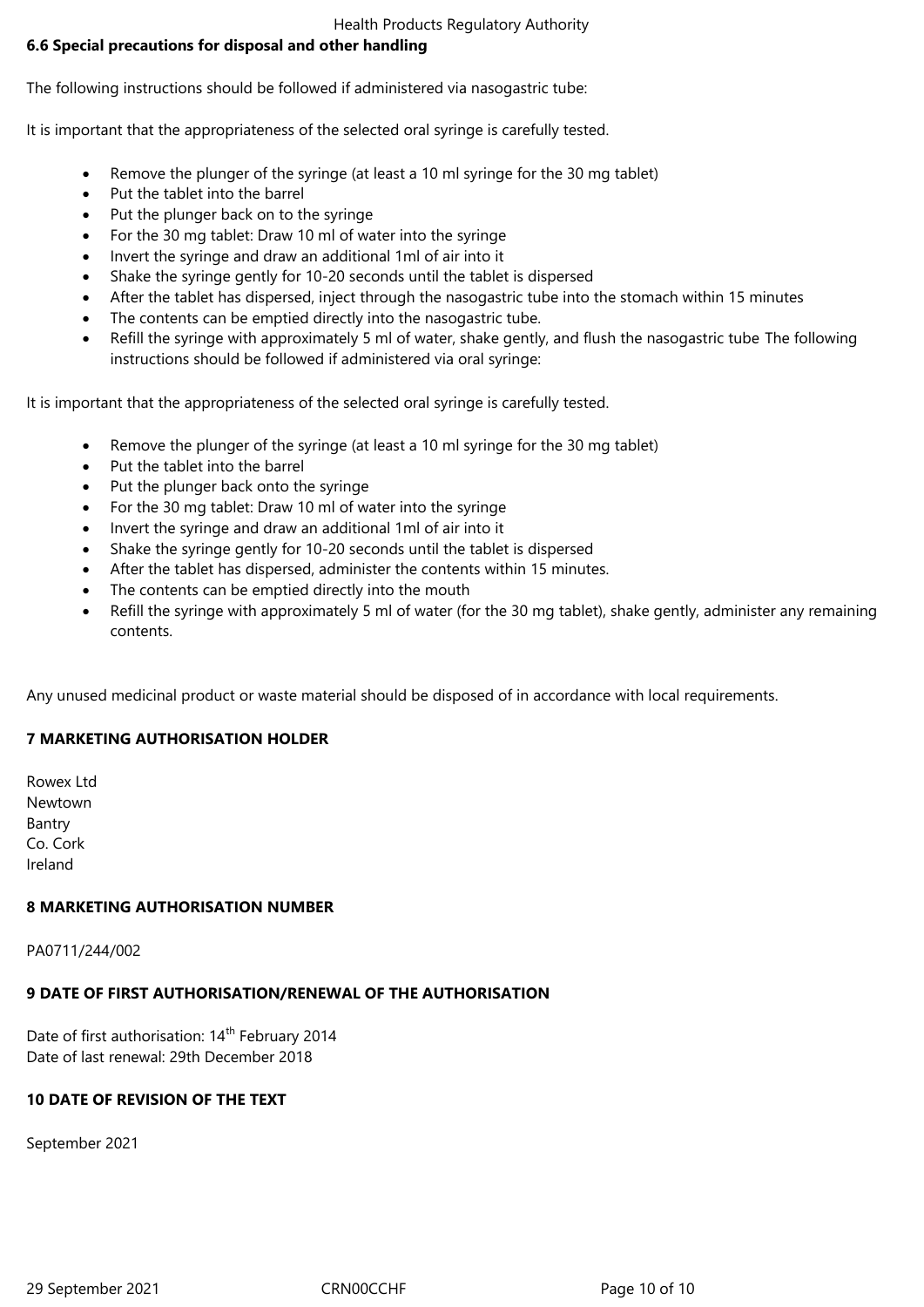## 6.6 Special precautions for disposal and other handling

The following instructions should be followed if administered via nasogastric tube:

It is important that the appropriateness of the selected oral syringe is carefully tested.

- Remove the plunger of the syringe (at least a 10 ml syringe for the 30 mg tablet)
- Put the tablet into the barrel
- Put the plunger back on to the syringe
- For the 30 mg tablet: Draw 10 ml of water into the syringe
- Invert the syringe and draw an additional 1ml of air into it
- Shake the syringe gently for 10-20 seconds until the tablet is dispersed
- After the tablet has dispersed, inject through the nasogastric tube into the stomach within 15 minutes
- The contents can be emptied directly into the nasogastric tube.
- Refill the syringe with approximately 5 ml of water, shake gently, and flush the nasogastric tube The following instructions should be followed if administered via oral syringe:

It is important that the appropriateness of the selected oral syringe is carefully tested.

- Remove the plunger of the syringe (at least a 10 ml syringe for the 30 mg tablet)
- Put the tablet into the barrel
- Put the plunger back onto the syringe
- For the 30 mg tablet: Draw 10 ml of water into the syringe
- Invert the syringe and draw an additional 1ml of air into it
- Shake the syringe gently for 10-20 seconds until the tablet is dispersed
- After the tablet has dispersed, administer the contents within 15 minutes.
- The contents can be emptied directly into the mouth
- Refill the syringe with approximately 5 ml of water (for the 30 mg tablet), shake gently, administer any remaining contents.

Any unused medicinal product or waste material should be disposed of in accordance with local requirements.

## 7 MARKETING AUTHORISATION HOLDER

Rowex Ltd
Newtown
Bantry
Co. Cork
Ireland

## 8 MARKETING AUTHORISATION NUMBER

PA0711/244/002

## 9 DATE OF FIRST AUTHORISATION/RENEWAL OF THE AUTHORISATION

Date of first authorisation: 14th February 2014
Date of last renewal: 29th December 2018

## 10 DATE OF REVISION OF THE TEXT

September 2021